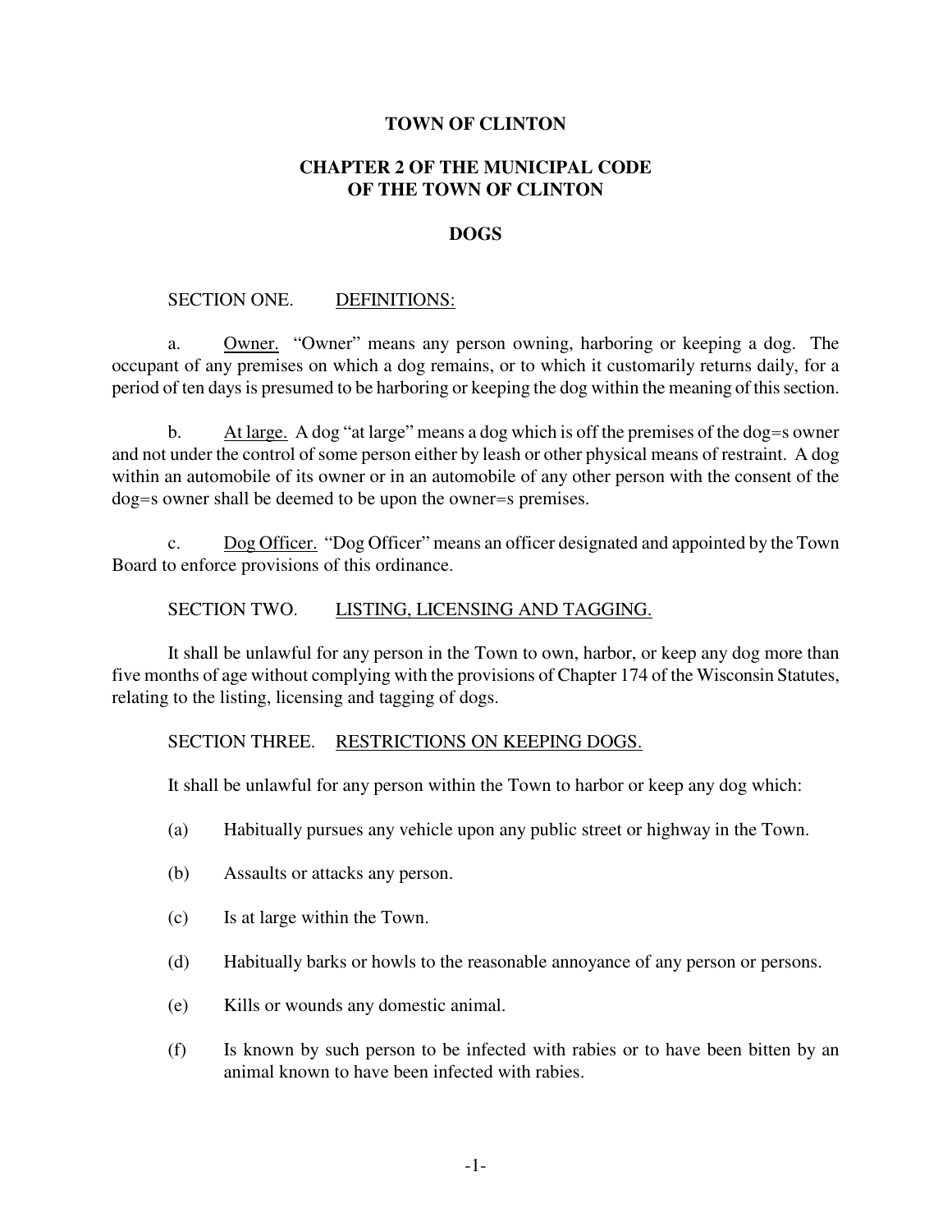# TOWN OF CLINTON

## CHAPTER 2 OF THE MUNICIPAL CODE OF THE TOWN OF CLINTON

## DOGS

SECTION ONE. DEFINITIONS:

a. Owner. "Owner" means any person owning, harboring or keeping a dog. The occupant of any premises on which a dog remains, or to which it customarily returns daily, for a period of ten days is presumed to be harboring or keeping the dog within the meaning of this section.

b. At large. A dog "at large" means a dog which is off the premises of the dog=s owner and not under the control of some person either by leash or other physical means of restraint. A dog within an automobile of its owner or in an automobile of any other person with the consent of the dog=s owner shall be deemed to be upon the owner=s premises.

c. Dog Officer. "Dog Officer" means an officer designated and appointed by the Town Board to enforce provisions of this ordinance.

SECTION TWO. LISTING, LICENSING AND TAGGING.

It shall be unlawful for any person in the Town to own, harbor, or keep any dog more than five months of age without complying with the provisions of Chapter 174 of the Wisconsin Statutes, relating to the listing, licensing and tagging of dogs.

SECTION THREE. RESTRICTIONS ON KEEPING DOGS.

It shall be unlawful for any person within the Town to harbor or keep any dog which:

(a) Habitually pursues any vehicle upon any public street or highway in the Town.

(b) Assaults or attacks any person.

(c) Is at large within the Town.

(d) Habitually barks or howls to the reasonable annoyance of any person or persons.

(e) Kills or wounds any domestic animal.

(f) Is known by such person to be infected with rabies or to have been bitten by an animal known to have been infected with rabies.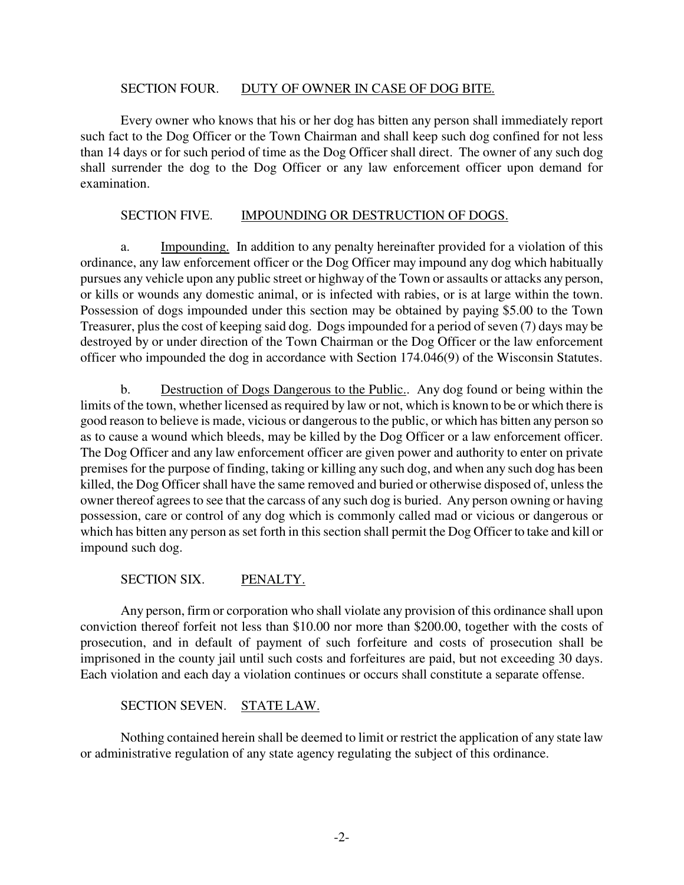## SECTION FOUR. DUTY OF OWNER IN CASE OF DOG BITE.

Every owner who knows that his or her dog has bitten any person shall immediately report such fact to the Dog Officer or the Town Chairman and shall keep such dog confined for not less than 14 days or for such period of time as the Dog Officer shall direct. The owner of any such dog shall surrender the dog to the Dog Officer or any law enforcement officer upon demand for examination.

## SECTION FIVE. IMPOUNDING OR DESTRUCTION OF DOGS.

a. Impounding. In addition to any penalty hereinafter provided for a violation of this ordinance, any law enforcement officer or the Dog Officer may impound any dog which habitually pursues any vehicle upon any public street or highway of the Town or assaults or attacks any person, or kills or wounds any domestic animal, or is infected with rabies, or is at large within the town. Possession of dogs impounded under this section may be obtained by paying $5.00 to the Town Treasurer, plus the cost of keeping said dog. Dogs impounded for a period of seven (7) days may be destroyed by or under direction of the Town Chairman or the Dog Officer or the law enforcement officer who impounded the dog in accordance with Section 174.046(9) of the Wisconsin Statutes.

b. Destruction of Dogs Dangerous to the Public.. Any dog found or being within the limits of the town, whether licensed as required by law or not, which is known to be or which there is good reason to believe is made, vicious or dangerous to the public, or which has bitten any person so as to cause a wound which bleeds, may be killed by the Dog Officer or a law enforcement officer. The Dog Officer and any law enforcement officer are given power and authority to enter on private premises for the purpose of finding, taking or killing any such dog, and when any such dog has been killed, the Dog Officer shall have the same removed and buried or otherwise disposed of, unless the owner thereof agrees to see that the carcass of any such dog is buried. Any person owning or having possession, care or control of any dog which is commonly called mad or vicious or dangerous or which has bitten any person as set forth in this section shall permit the Dog Officer to take and kill or impound such dog.

## SECTION SIX. PENALTY.

Any person, firm or corporation who shall violate any provision of this ordinance shall upon conviction thereof forfeit not less than $10.00 nor more than $200.00, together with the costs of prosecution, and in default of payment of such forfeiture and costs of prosecution shall be imprisoned in the county jail until such costs and forfeitures are paid, but not exceeding 30 days. Each violation and each day a violation continues or occurs shall constitute a separate offense.

## SECTION SEVEN. STATE LAW.

Nothing contained herein shall be deemed to limit or restrict the application of any state law or administrative regulation of any state agency regulating the subject of this ordinance.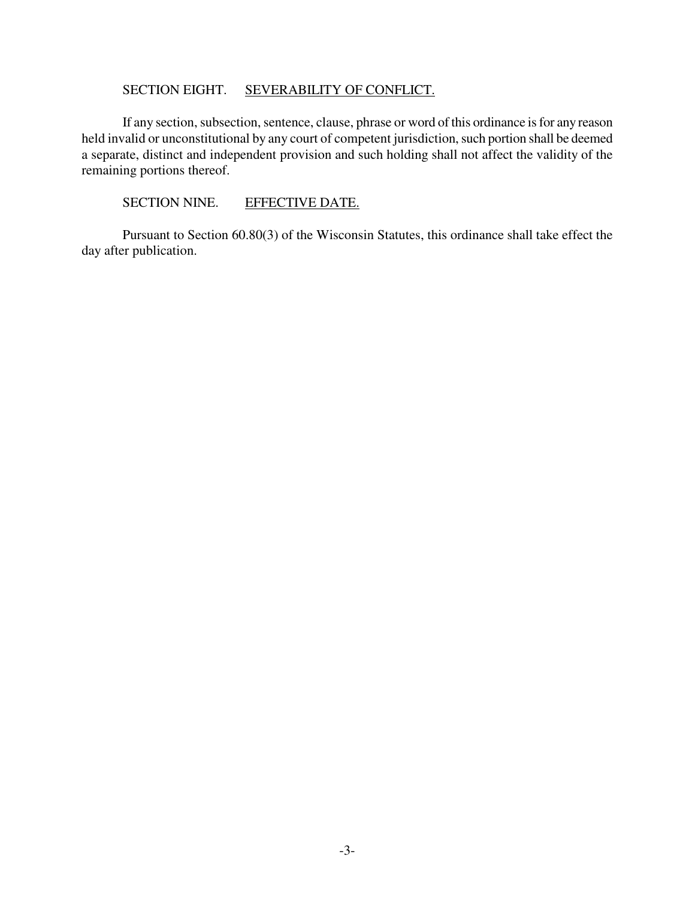SECTION EIGHT. <u>SEVERABILITY OF CONFLICT.</u>

If any section, subsection, sentence, clause, phrase or word of this ordinance is for any reason held invalid or unconstitutional by any court of competent jurisdiction, such portion shall be deemed a separate, distinct and independent provision and such holding shall not affect the validity of the remaining portions thereof.

SECTION NINE. <u>EFFECTIVE DATE.</u>

Pursuant to Section 60.80(3) of the Wisconsin Statutes, this ordinance shall take effect the day after publication.